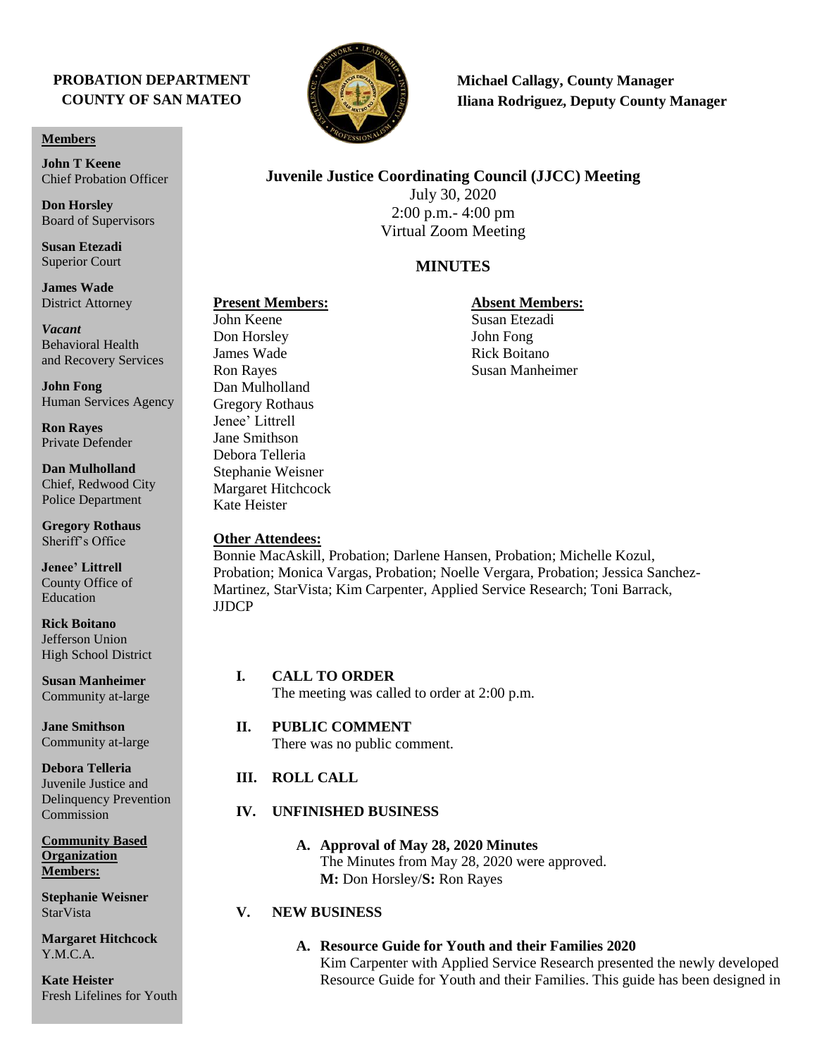**PROBATION DEPARTMENT**
**COUNTY OF SAN MATEO**

**Michael Callagy, County Manager**
**Iliana Rodriguez, Deputy County Manager**

**Members**

**John T Keene**
Chief Probation Officer

**Don Horsley**
Board of Supervisors

**Susan Etezadi**
Superior Court

**James Wade**
District Attorney

*Vacant*
Behavioral Health and Recovery Services

**John Fong**
Human Services Agency

**Ron Rayes**
Private Defender

**Dan Mulholland**
Chief, Redwood City Police Department

**Gregory Rothaus**
Sheriff's Office

**Jenee' Littrell**
County Office of Education

**Rick Boitano**
Jefferson Union High School District

**Susan Manheimer**
Community at-large

**Jane Smithson**
Community at-large

**Debora Telleria**
Juvenile Justice and Delinquency Prevention Commission

**Community Based Organization Members:**

**Stephanie Weisner**
StarVista

**Margaret Hitchcock**
Y.M.C.A.

**Kate Heister**
Fresh Lifelines for Youth

## Juvenile Justice Coordinating Council (JJCC) Meeting

July 30, 2020
2:00 p.m.- 4:00 pm
Virtual Zoom Meeting

## MINUTES

**Present Members:**
John Keene
Don Horsley
James Wade
Ron Rayes
Dan Mulholland
Gregory Rothaus
Jenee' Littrell
Jane Smithson
Debora Telleria
Stephanie Weisner
Margaret Hitchcock
Kate Heister

**Absent Members:**
Susan Etezadi
John Fong
Rick Boitano
Susan Manheimer

**Other Attendees:**
Bonnie MacAskill, Probation; Darlene Hansen, Probation; Michelle Kozul, Probation; Monica Vargas, Probation; Noelle Vergara, Probation; Jessica Sanchez-Martinez, StarVista; Kim Carpenter, Applied Service Research; Toni Barrack, JJDCP

### I. CALL TO ORDER

The meeting was called to order at 2:00 p.m.

### II. PUBLIC COMMENT

There was no public comment.

### III. ROLL CALL

### IV. UNFINISHED BUSINESS

**A. Approval of May 28, 2020 Minutes**
The Minutes from May 28, 2020 were approved.
**M:** Don Horsley/**S:** Ron Rayes

### V. NEW BUSINESS

**A. Resource Guide for Youth and their Families 2020**
Kim Carpenter with Applied Service Research presented the newly developed Resource Guide for Youth and their Families. This guide has been designed in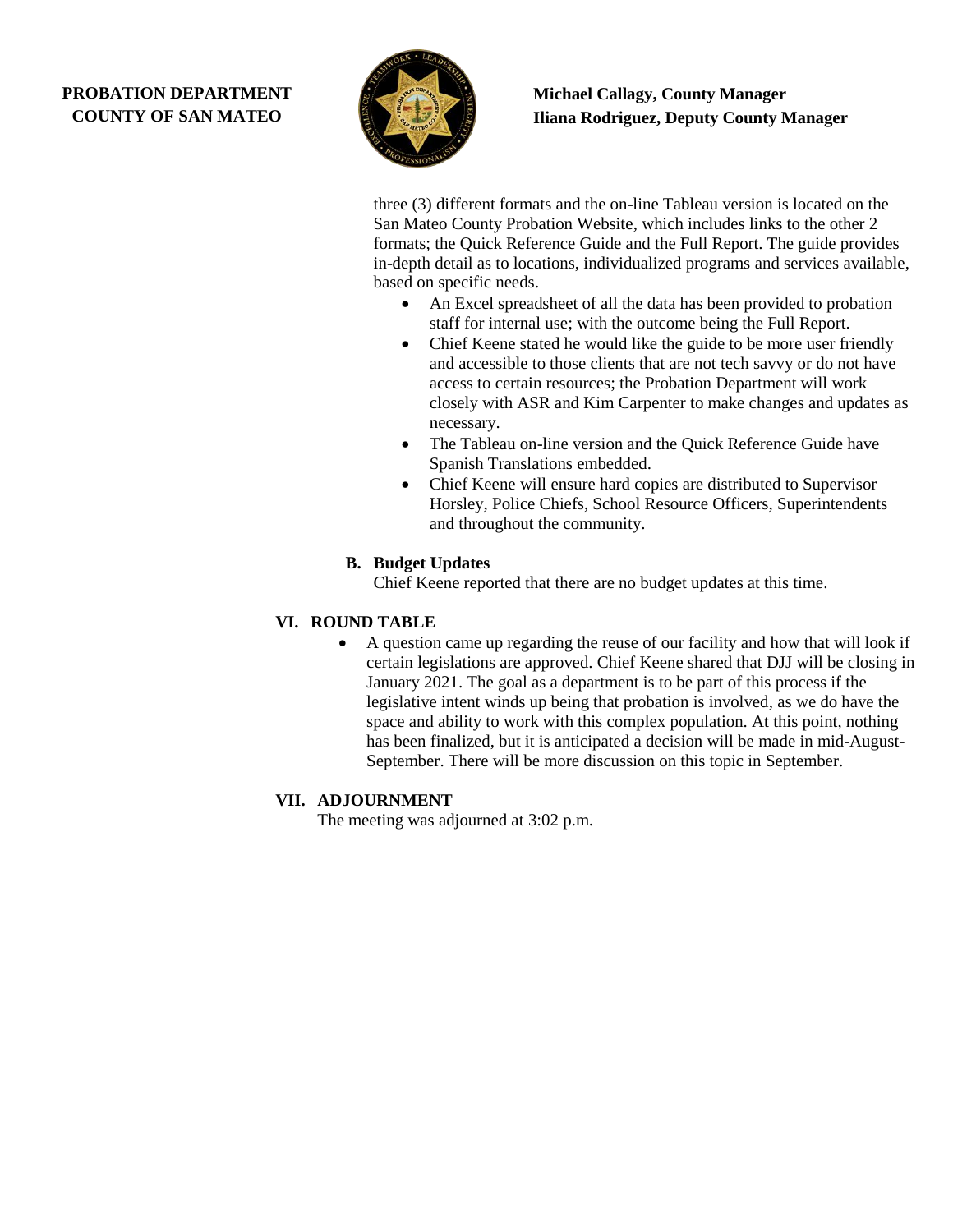three (3) different formats and the on-line Tableau version is located on the San Mateo County Probation Website, which includes links to the other 2 formats; the Quick Reference Guide and the Full Report. The guide provides in-depth detail as to locations, individualized programs and services available, based on specific needs.

- An Excel spreadsheet of all the data has been provided to probation staff for internal use; with the outcome being the Full Report.
- Chief Keene stated he would like the guide to be more user friendly and accessible to those clients that are not tech savvy or do not have access to certain resources; the Probation Department will work closely with ASR and Kim Carpenter to make changes and updates as necessary.
- The Tableau on-line version and the Quick Reference Guide have Spanish Translations embedded.
- Chief Keene will ensure hard copies are distributed to Supervisor Horsley, Police Chiefs, School Resource Officers, Superintendents and throughout the community.

**B. Budget Updates**

Chief Keene reported that there are no budget updates at this time.

## VI. ROUND TABLE

- A question came up regarding the reuse of our facility and how that will look if certain legislations are approved. Chief Keene shared that DJJ will be closing in January 2021. The goal as a department is to be part of this process if the legislative intent winds up being that probation is involved, as we do have the space and ability to work with this complex population. At this point, nothing has been finalized, but it is anticipated a decision will be made in mid-August-September. There will be more discussion on this topic in September.

## VII. ADJOURNMENT

The meeting was adjourned at 3:02 p.m.